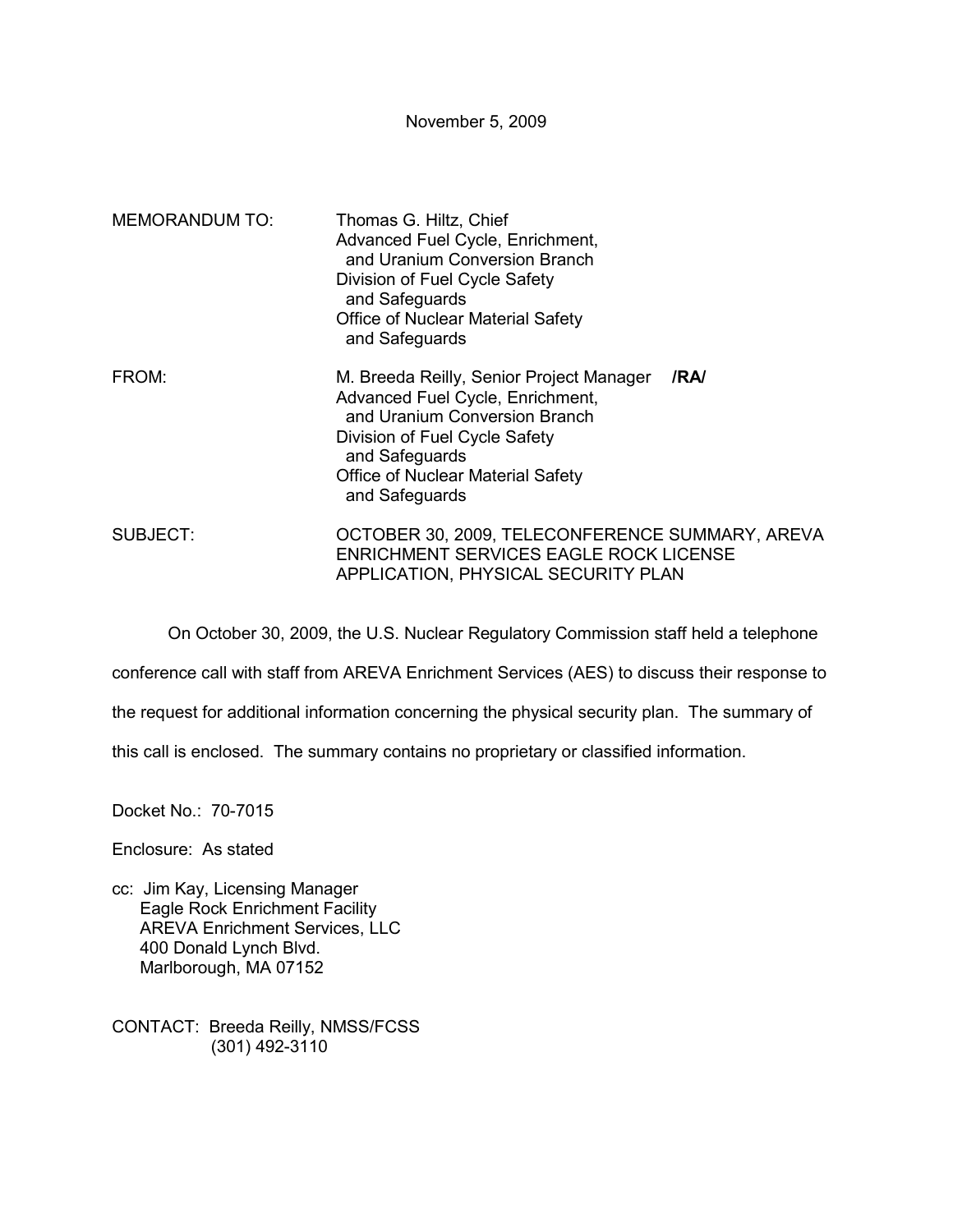November 5, 2009

MEMORANDUM TO: Thomas G. Hiltz, Chief
Advanced Fuel Cycle, Enrichment,
and Uranium Conversion Branch
Division of Fuel Cycle Safety
and Safeguards
Office of Nuclear Material Safety
and Safeguards

FROM: M. Breeda Reilly, Senior Project Manager **/RA/**
Advanced Fuel Cycle, Enrichment,
and Uranium Conversion Branch
Division of Fuel Cycle Safety
and Safeguards
Office of Nuclear Material Safety
and Safeguards

SUBJECT: OCTOBER 30, 2009, TELECONFERENCE SUMMARY, AREVA ENRICHMENT SERVICES EAGLE ROCK LICENSE APPLICATION, PHYSICAL SECURITY PLAN

On October 30, 2009, the U.S. Nuclear Regulatory Commission staff held a telephone conference call with staff from AREVA Enrichment Services (AES) to discuss their response to the request for additional information concerning the physical security plan. The summary of this call is enclosed. The summary contains no proprietary or classified information.

Docket No.: 70-7015

Enclosure: As stated

cc: Jim Kay, Licensing Manager
Eagle Rock Enrichment Facility
AREVA Enrichment Services, LLC
400 Donald Lynch Blvd.
Marlborough, MA 07152

CONTACT: Breeda Reilly, NMSS/FCSS
(301) 492-3110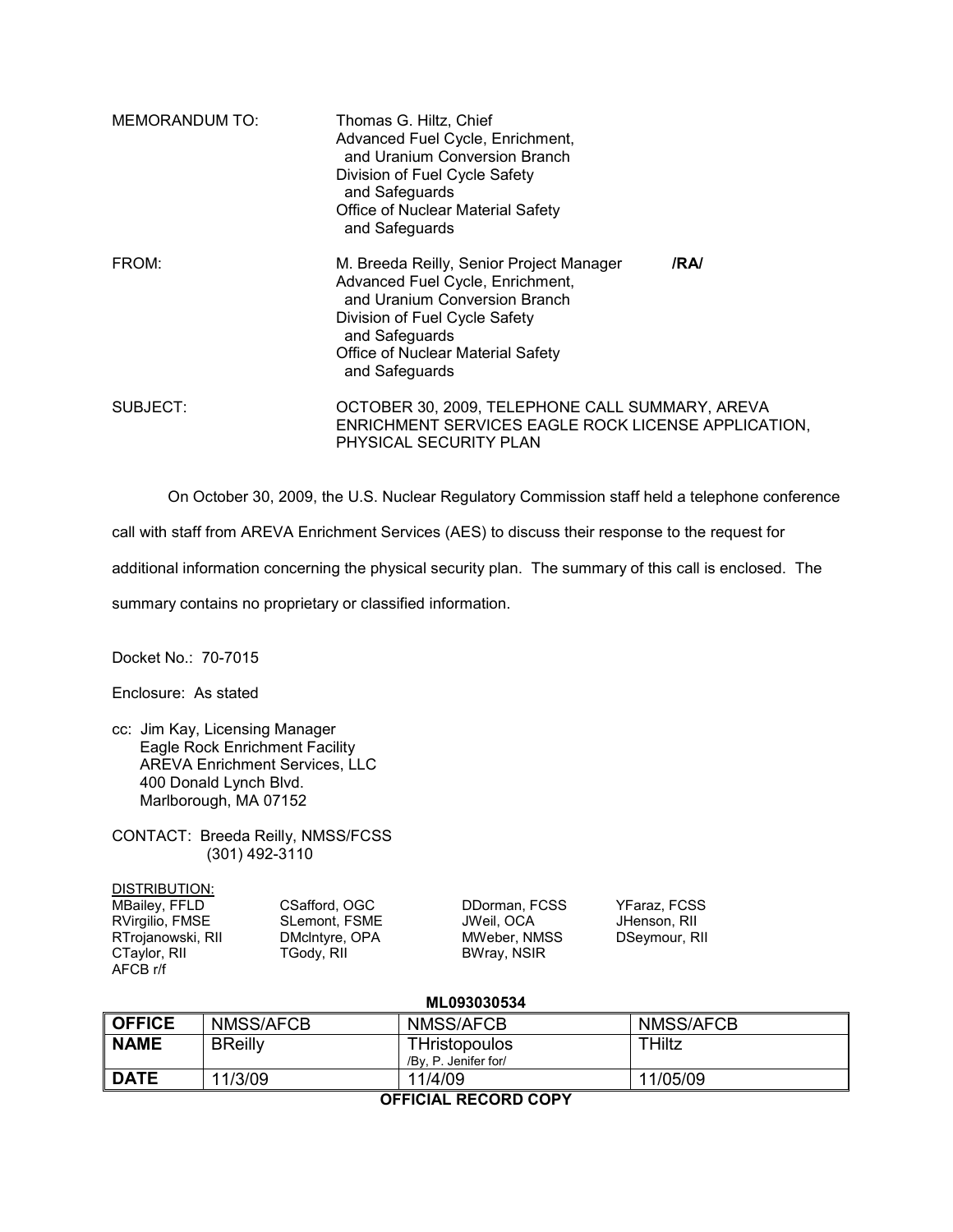MEMORANDUM TO: Thomas G. Hiltz, Chief
Advanced Fuel Cycle, Enrichment, and Uranium Conversion Branch
Division of Fuel Cycle Safety and Safeguards
Office of Nuclear Material Safety and Safeguards

FROM: M. Breeda Reilly, Senior Project Manager **/RA/**
Advanced Fuel Cycle, Enrichment, and Uranium Conversion Branch
Division of Fuel Cycle Safety and Safeguards
Office of Nuclear Material Safety and Safeguards

SUBJECT: OCTOBER 30, 2009, TELEPHONE CALL SUMMARY, AREVA ENRICHMENT SERVICES EAGLE ROCK LICENSE APPLICATION, PHYSICAL SECURITY PLAN

On October 30, 2009, the U.S. Nuclear Regulatory Commission staff held a telephone conference call with staff from AREVA Enrichment Services (AES) to discuss their response to the request for additional information concerning the physical security plan. The summary of this call is enclosed. The summary contains no proprietary or classified information.

Docket No.: 70-7015

Enclosure: As stated

cc: Jim Kay, Licensing Manager
Eagle Rock Enrichment Facility
AREVA Enrichment Services, LLC
400 Donald Lynch Blvd.
Marlborough, MA 07152

CONTACT: Breeda Reilly, NMSS/FCSS
(301) 492-3110

DISTRIBUTION:

| | | | |
|---|---|---|---|
| MBailey, FFLD | CSafford, OGC | DDorman, FCSS | YFaraz, FCSS |
| RVirgilio, FMSE | SLemont, FSME | JWeil, OCA | JHenson, RII |
| RTrojanowski, RII | DMcIntyre, OPA | MWeber, NMSS | DSeymour, RII |
| CTaylor, RII | TGody, RII | BWray, NSIR | |
| AFCB r/f | | | |

**ML093030534**

| **OFFICE** | NMSS/AFCB | NMSS/AFCB | NMSS/AFCB |
|---|---|---|---|
| **NAME** | BReilly | THristopoulos /By, P. Jenifer for/ | THiltz |
| **DATE** | 11/3/09 | 11/4/09 | 11/05/09 |

**OFFICIAL RECORD COPY**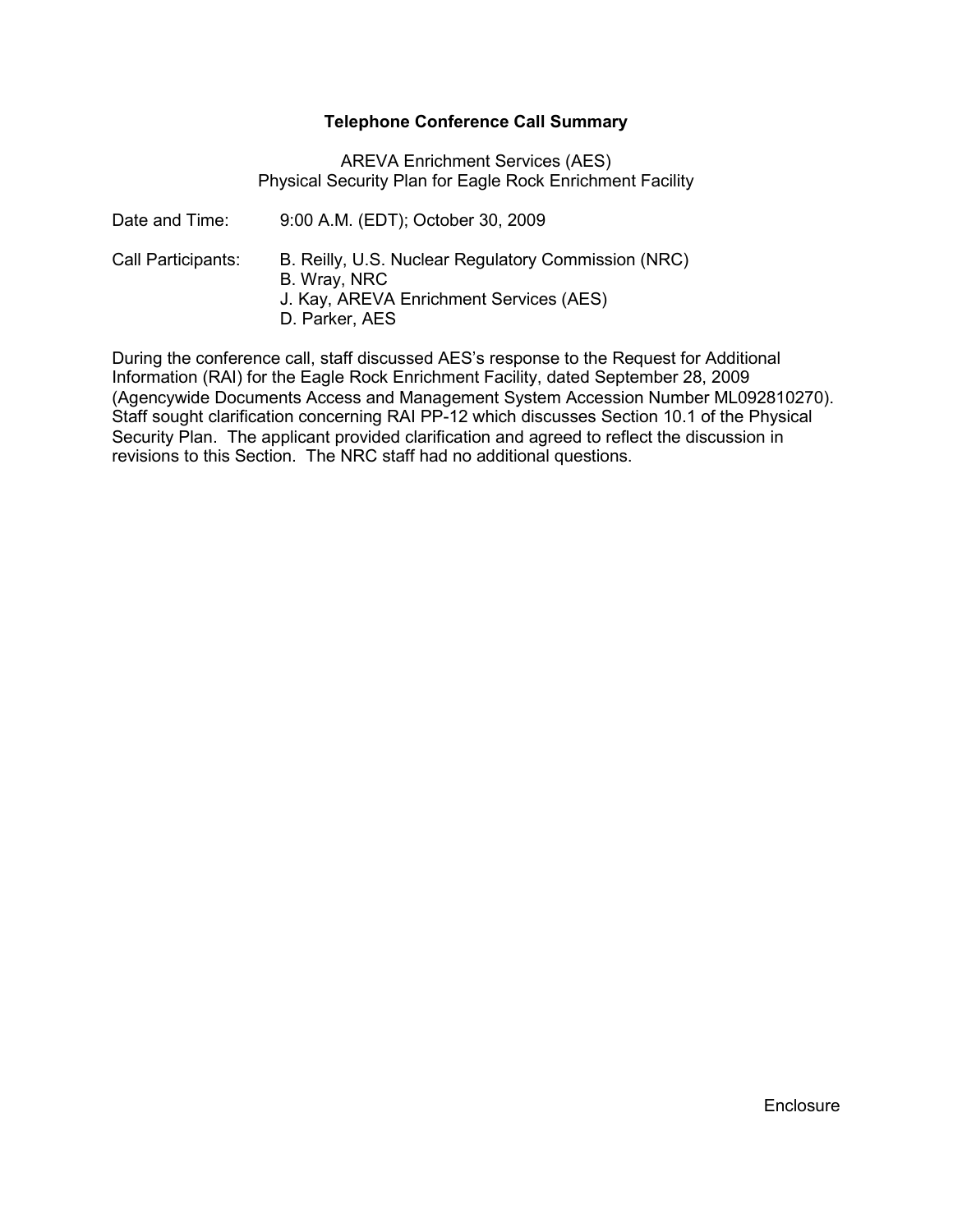**Telephone Conference Call Summary**

AREVA Enrichment Services (AES)
Physical Security Plan for Eagle Rock Enrichment Facility

Date and Time: 9:00 A.M. (EDT); October 30, 2009

Call Participants: B. Reilly, U.S. Nuclear Regulatory Commission (NRC)
B. Wray, NRC
J. Kay, AREVA Enrichment Services (AES)
D. Parker, AES

During the conference call, staff discussed AES's response to the Request for Additional Information (RAI) for the Eagle Rock Enrichment Facility, dated September 28, 2009 (Agencywide Documents Access and Management System Accession Number ML092810270). Staff sought clarification concerning RAI PP-12 which discusses Section 10.1 of the Physical Security Plan. The applicant provided clarification and agreed to reflect the discussion in revisions to this Section. The NRC staff had no additional questions.

Enclosure